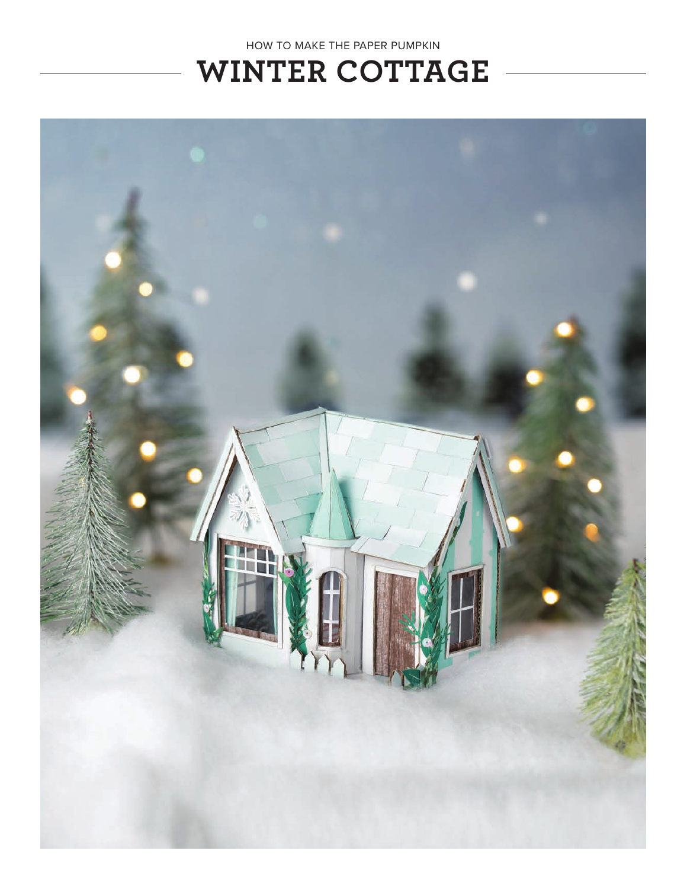HOW TO MAKE THE PAPER PUMPKIN

# WINTER COTTAGE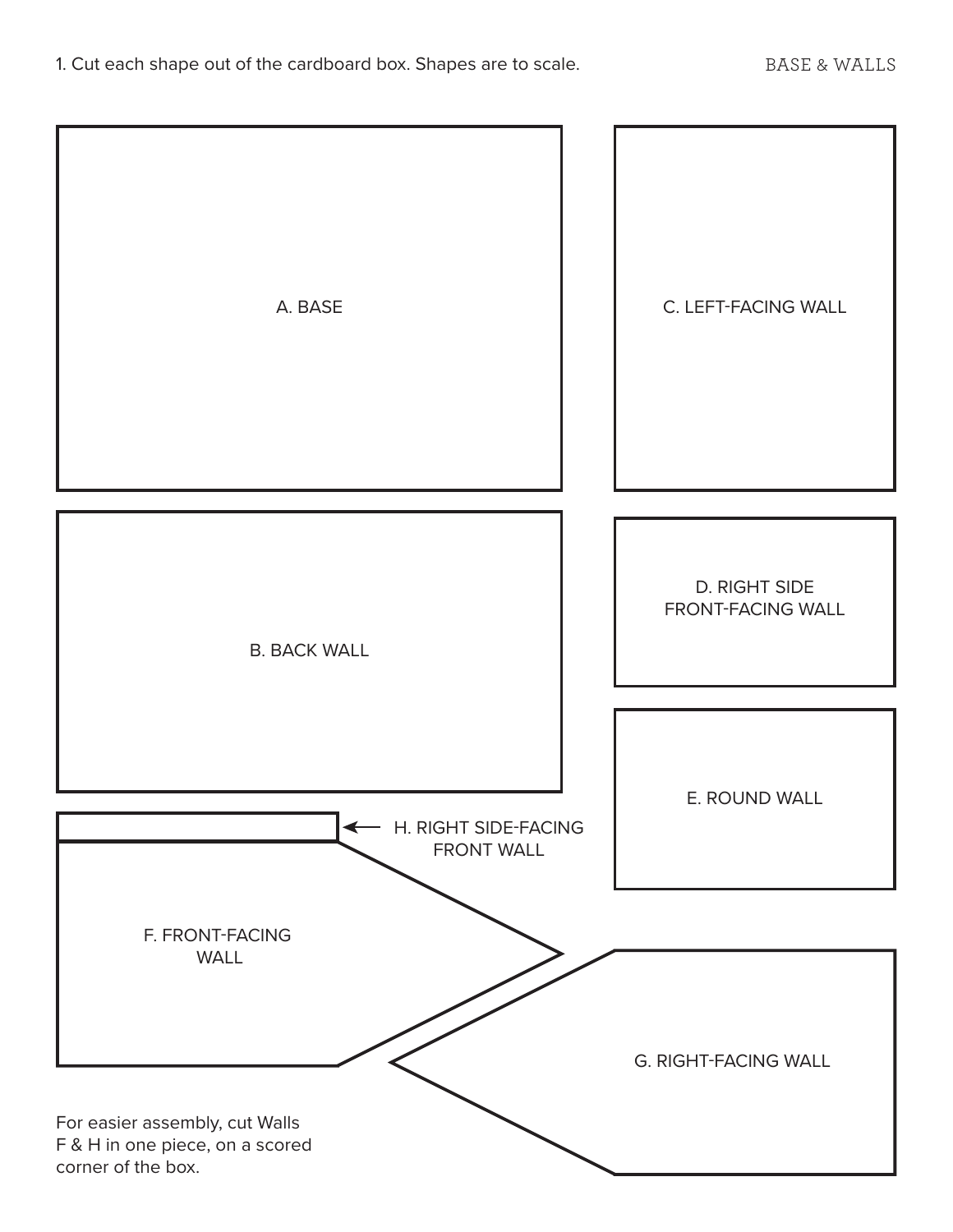1. Cut each shape out of the cardboard box. Shapes are to scale.

BASE & WALLS

A. BASE

C. LEFT-FACING WALL

B. BACK WALL

D. RIGHT SIDE FRONT-FACING WALL

E. ROUND WALL

H. RIGHT SIDE-FACING FRONT WALL

F. FRONT-FACING WALL

G. RIGHT-FACING WALL

For easier assembly, cut Walls F & H in one piece, on a scored corner of the box.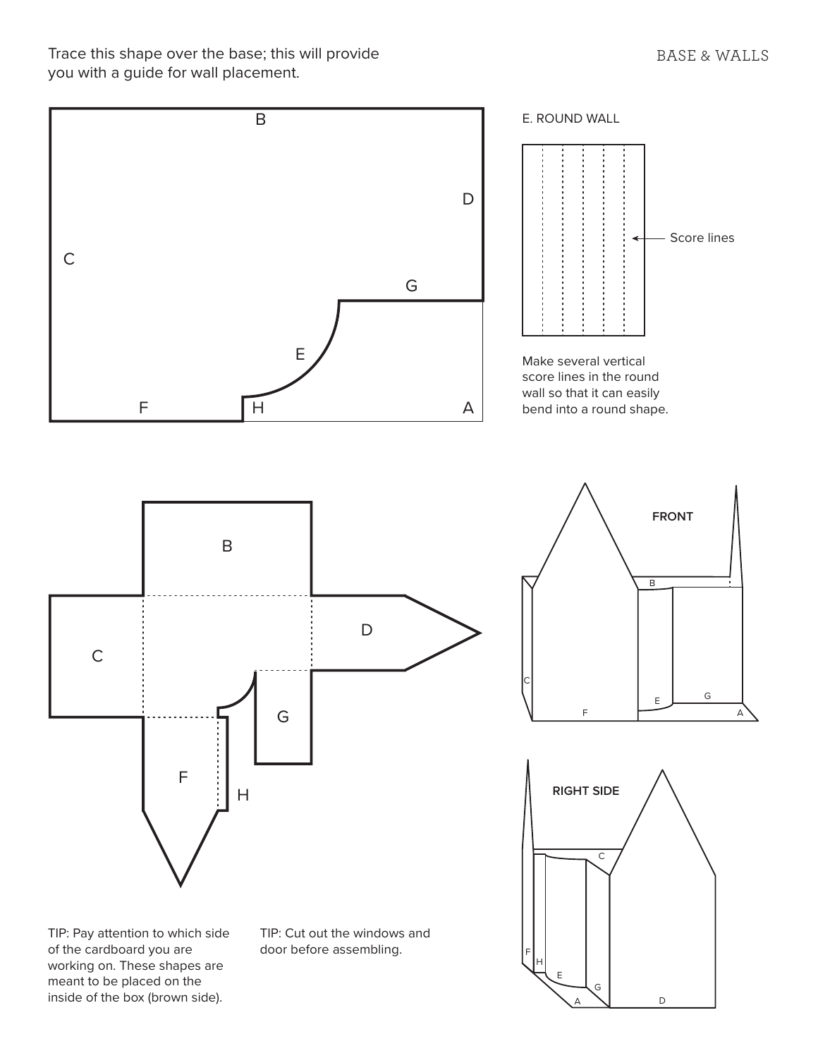Trace this shape over the base; this will provide you with a guide for wall placement.

E. ROUND WALL

Score lines

Make several vertical score lines in the round wall so that it can easily bend into a round shape.

FRONT

RIGHT SIDE

TIP: Pay attention to which side of the cardboard you are working on. These shapes are meant to be placed on the inside of the box (brown side).

TIP: Cut out the windows and door before assembling.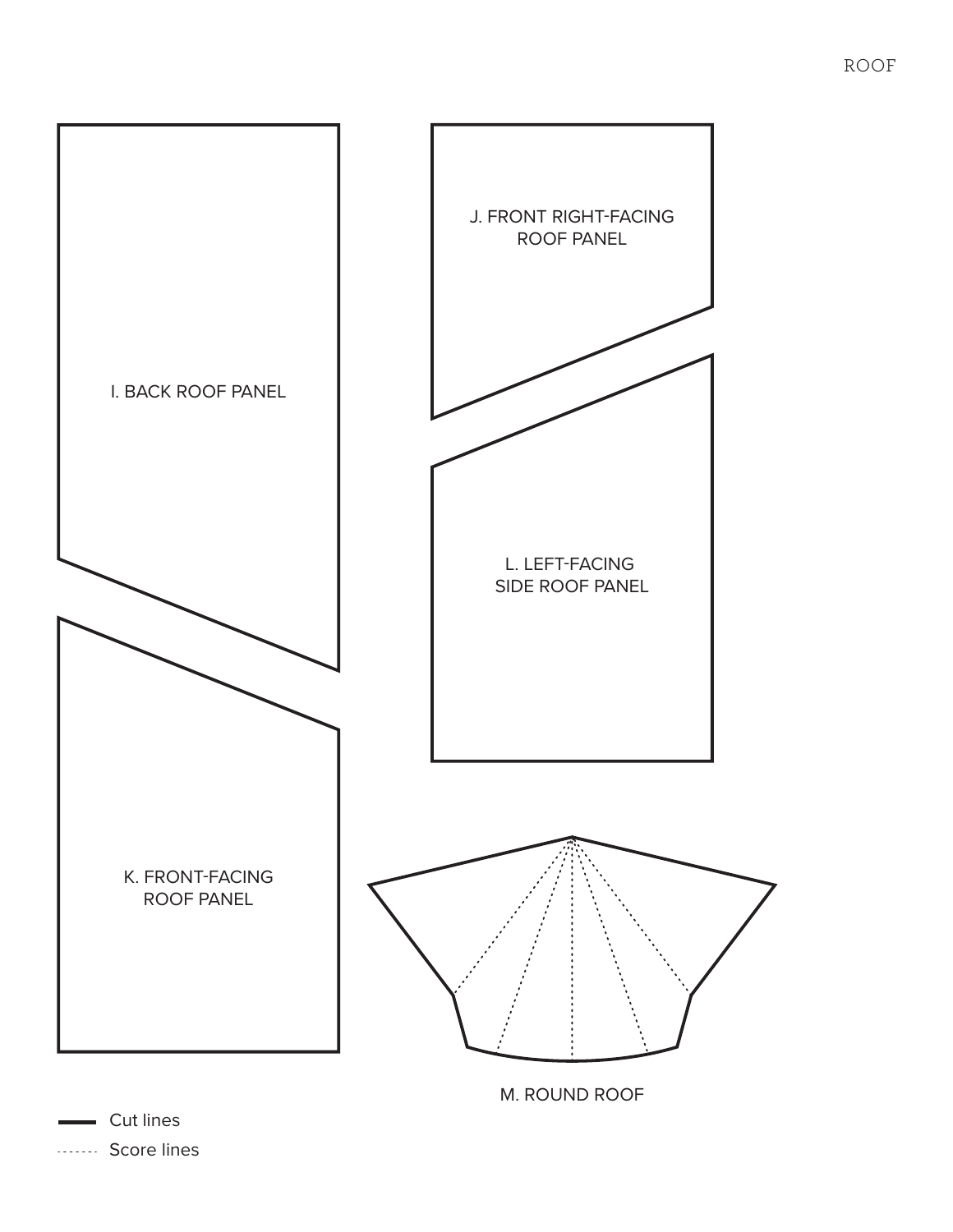ROOF

I. BACK ROOF PANEL

J. FRONT RIGHT-FACING ROOF PANEL

L. LEFT-FACING SIDE ROOF PANEL

K. FRONT-FACING ROOF PANEL

M. ROUND ROOF

Cut lines

Score lines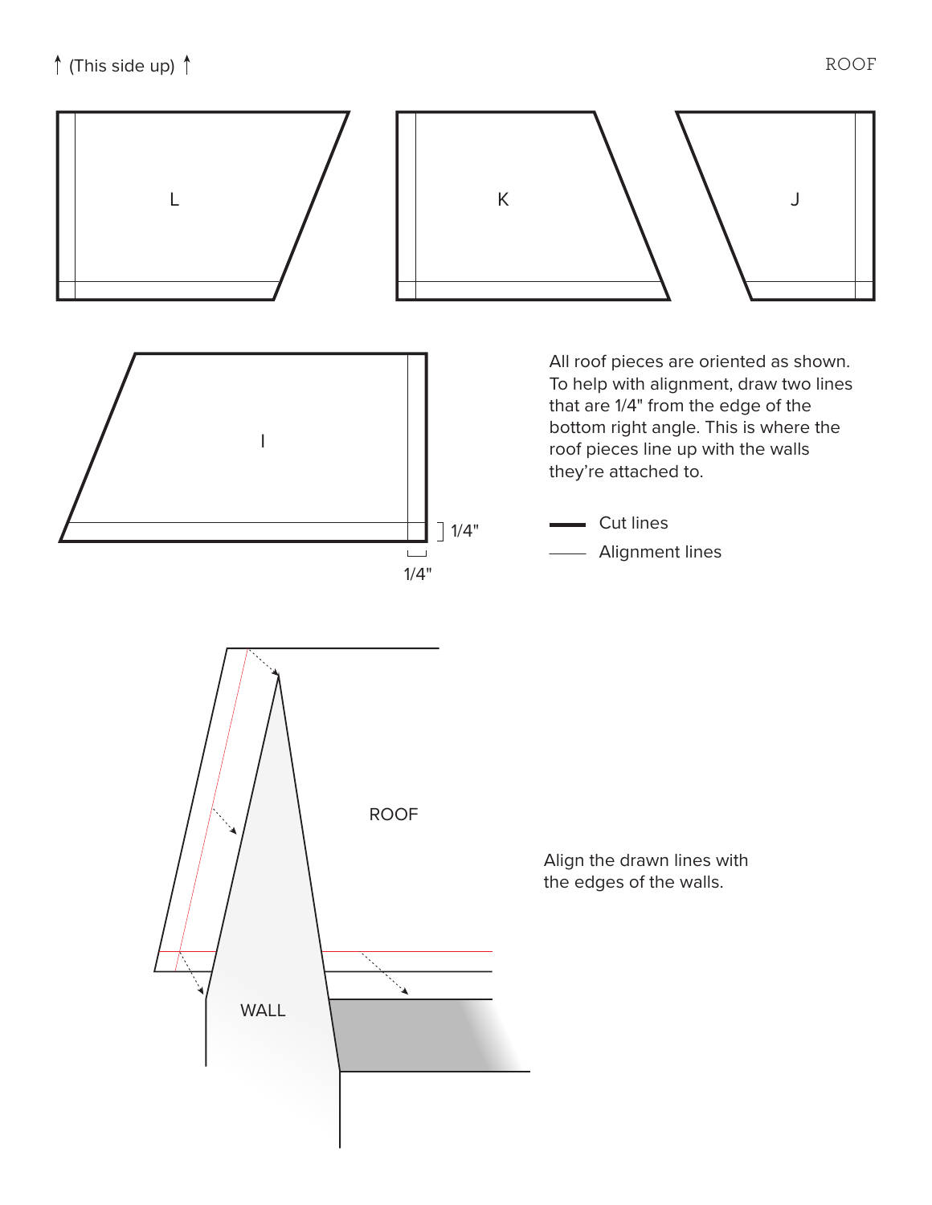↑ (This side up) ↑

# ROOF

L

K

J

I

1/4"

1/4"

All roof pieces are oriented as shown. To help with alignment, draw two lines that are 1/4" from the edge of the bottom right angle. This is where the roof pieces line up with the walls they're attached to.

Cut lines

Alignment lines

ROOF

WALL

Align the drawn lines with the edges of the walls.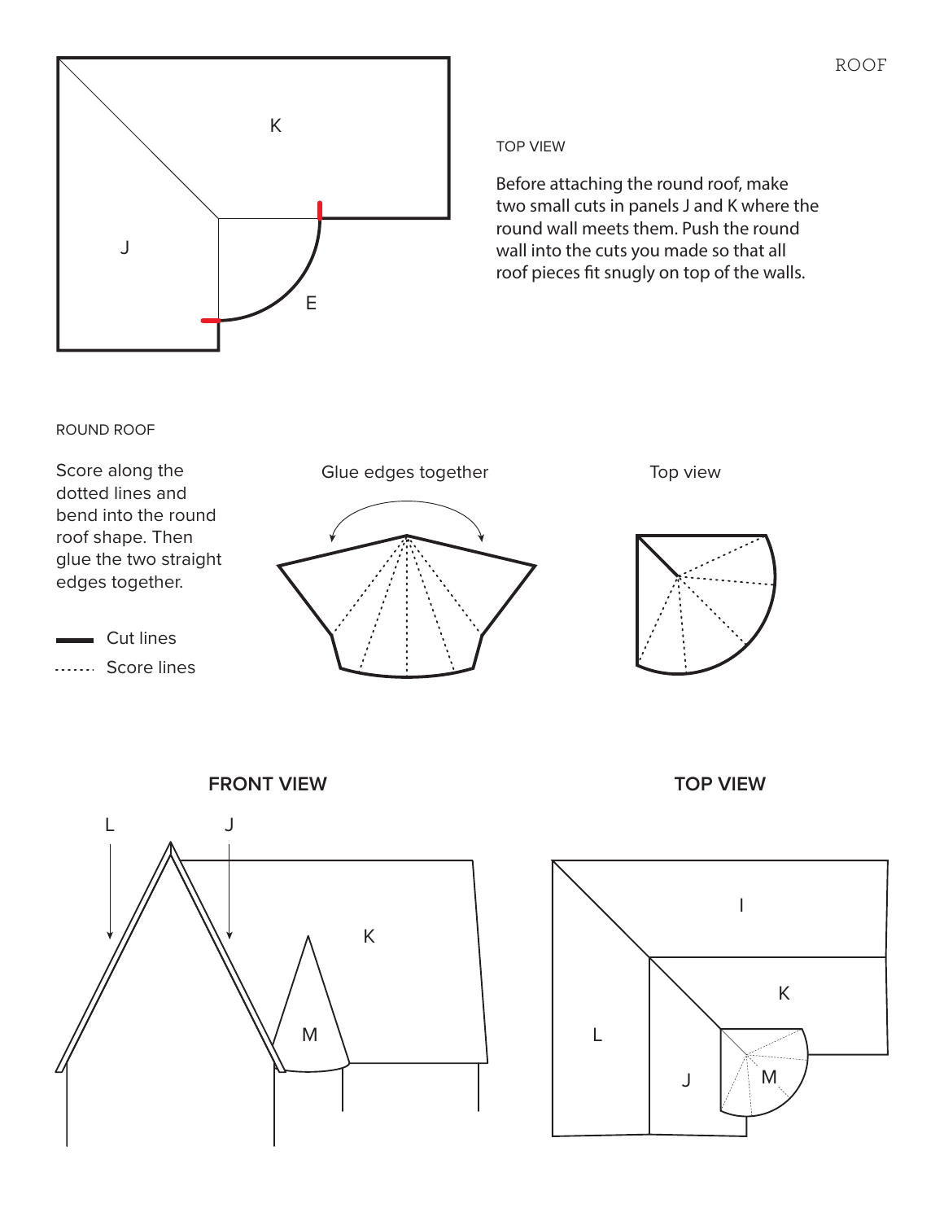ROOF

K

J

E

TOP VIEW

Before attaching the round roof, make two small cuts in panels J and K where the round wall meets them. Push the round wall into the cuts you made so that all roof pieces fit snugly on top of the walls.

ROUND ROOF

Score along the dotted lines and bend into the round roof shape. Then glue the two straight edges together.

Cut lines

Score lines

Glue edges together

Top view

**FRONT VIEW**

L

J

K

M

**TOP VIEW**

I

K

L

J

M